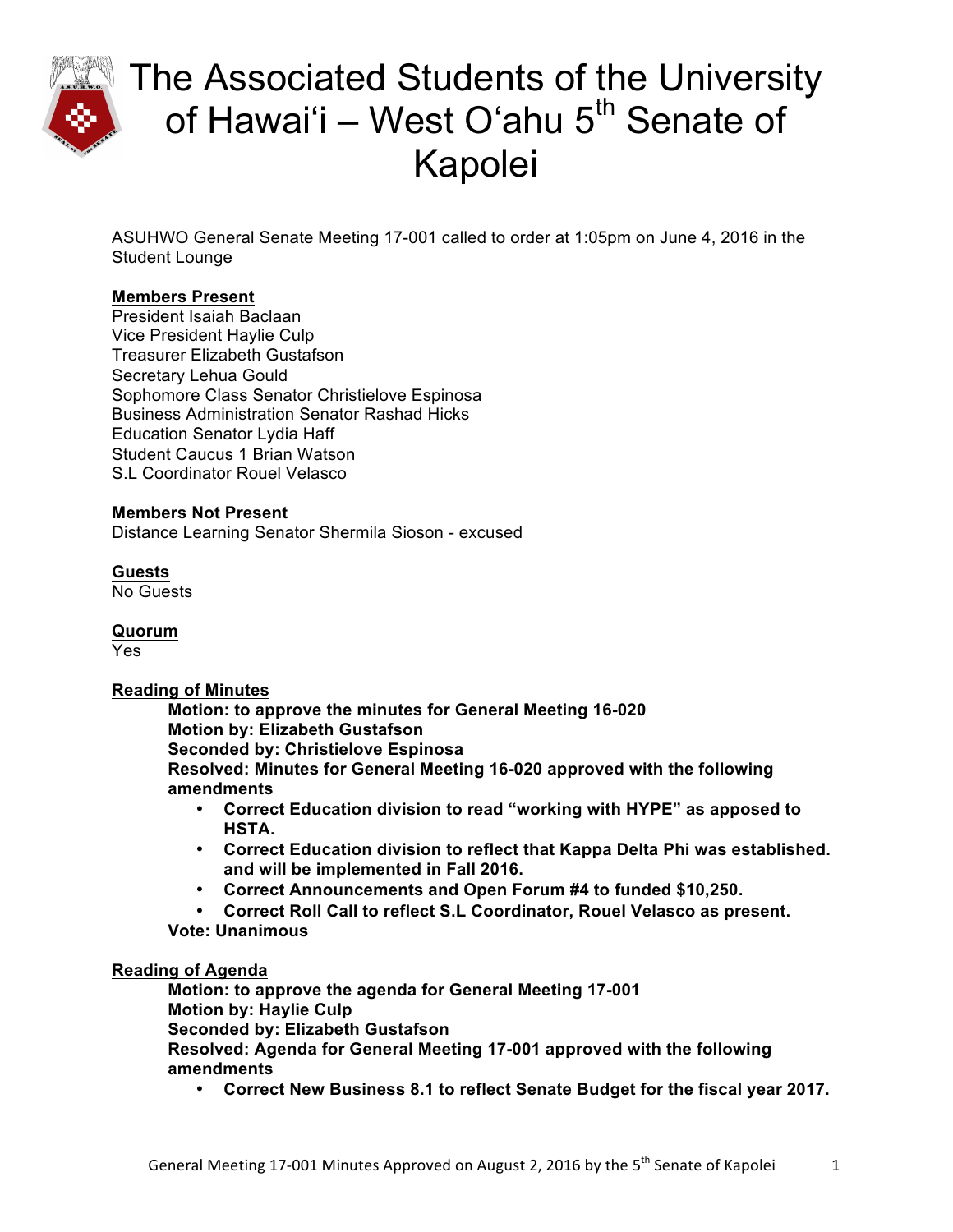# The Associated Students of the University of Hawai'i – West O'ahu 5th Senate of Kapolei

ASUHWO General Senate Meeting 17-001 called to order at 1:05pm on June 4, 2016 in the Student Lounge

**Members Present**
President Isaiah Baclaan
Vice President Haylie Culp
Treasurer Elizabeth Gustafson
Secretary Lehua Gould
Sophomore Class Senator Christielove Espinosa
Business Administration Senator Rashad Hicks
Education Senator Lydia Haff
Student Caucus 1 Brian Watson
S.L Coordinator Rouel Velasco

**Members Not Present**
Distance Learning Senator Shermila Sioson - excused

**Guests**
No Guests

**Quorum**
Yes

**Reading of Minutes**

> **Motion: to approve the minutes for General Meeting 16-020**
> **Motion by: Elizabeth Gustafson**
> **Seconded by: Christielove Espinosa**
> **Resolved: Minutes for General Meeting 16-020 approved with the following amendments**
> - **Correct Education division to read "working with HYPE" as apposed to HSTA.**
> - **Correct Education division to reflect that Kappa Delta Phi was established. and will be implemented in Fall 2016.**
> - **Correct Announcements and Open Forum #4 to funded $10,250.**
> - **Correct Roll Call to reflect S.L Coordinator, Rouel Velasco as present.**
>
> **Vote: Unanimous**

**Reading of Agenda**

> **Motion: to approve the agenda for General Meeting 17-001**
> **Motion by: Haylie Culp**
> **Seconded by: Elizabeth Gustafson**
> **Resolved: Agenda for General Meeting 17-001 approved with the following amendments**
> - **Correct New Business 8.1 to reflect Senate Budget for the fiscal year 2017.**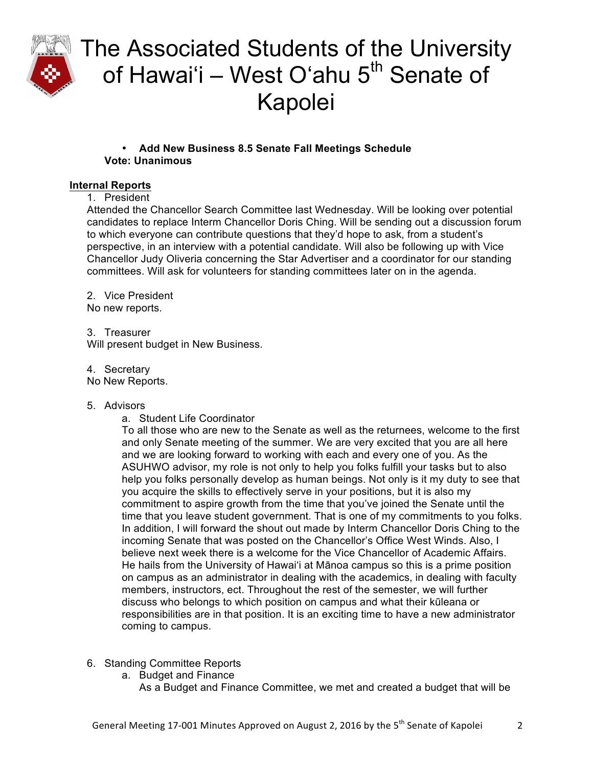- **Add New Business 8.5 Senate Fall Meetings Schedule**

**Vote: Unanimous**

**Internal Reports**

1. President

Attended the Chancellor Search Committee last Wednesday. Will be looking over potential candidates to replace Interm Chancellor Doris Ching. Will be sending out a discussion forum to which everyone can contribute questions that they'd hope to ask, from a student's perspective, in an interview with a potential candidate. Will also be following up with Vice Chancellor Judy Oliveria concerning the Star Advertiser and a coordinator for our standing committees. Will ask for volunteers for standing committees later on in the agenda.

2. Vice President

No new reports.

3. Treasurer

Will present budget in New Business.

4. Secretary

No New Reports.

5. Advisors
   a. Student Life Coordinator

   To all those who are new to the Senate as well as the returnees, welcome to the first and only Senate meeting of the summer. We are very excited that you are all here and we are looking forward to working with each and every one of you. As the ASUHWO advisor, my role is not only to help you folks fulfill your tasks but to also help you folks personally develop as human beings. Not only is it my duty to see that you acquire the skills to effectively serve in your positions, but it is also my commitment to aspire growth from the time that you've joined the Senate until the time that you leave student government. That is one of my commitments to you folks. In addition, I will forward the shout out made by Interm Chancellor Doris Ching to the incoming Senate that was posted on the Chancellor's Office West Winds. Also, I believe next week there is a welcome for the Vice Chancellor of Academic Affairs. He hails from the University of Hawai'i at Mānoa campus so this is a prime position on campus as an administrator in dealing with the academics, in dealing with faculty members, instructors, ect. Throughout the rest of the semester, we will further discuss who belongs to which position on campus and what their kūleana or responsibilities are in that position. It is an exciting time to have a new administrator coming to campus.

6. Standing Committee Reports
   a. Budget and Finance

   As a Budget and Finance Committee, we met and created a budget that will be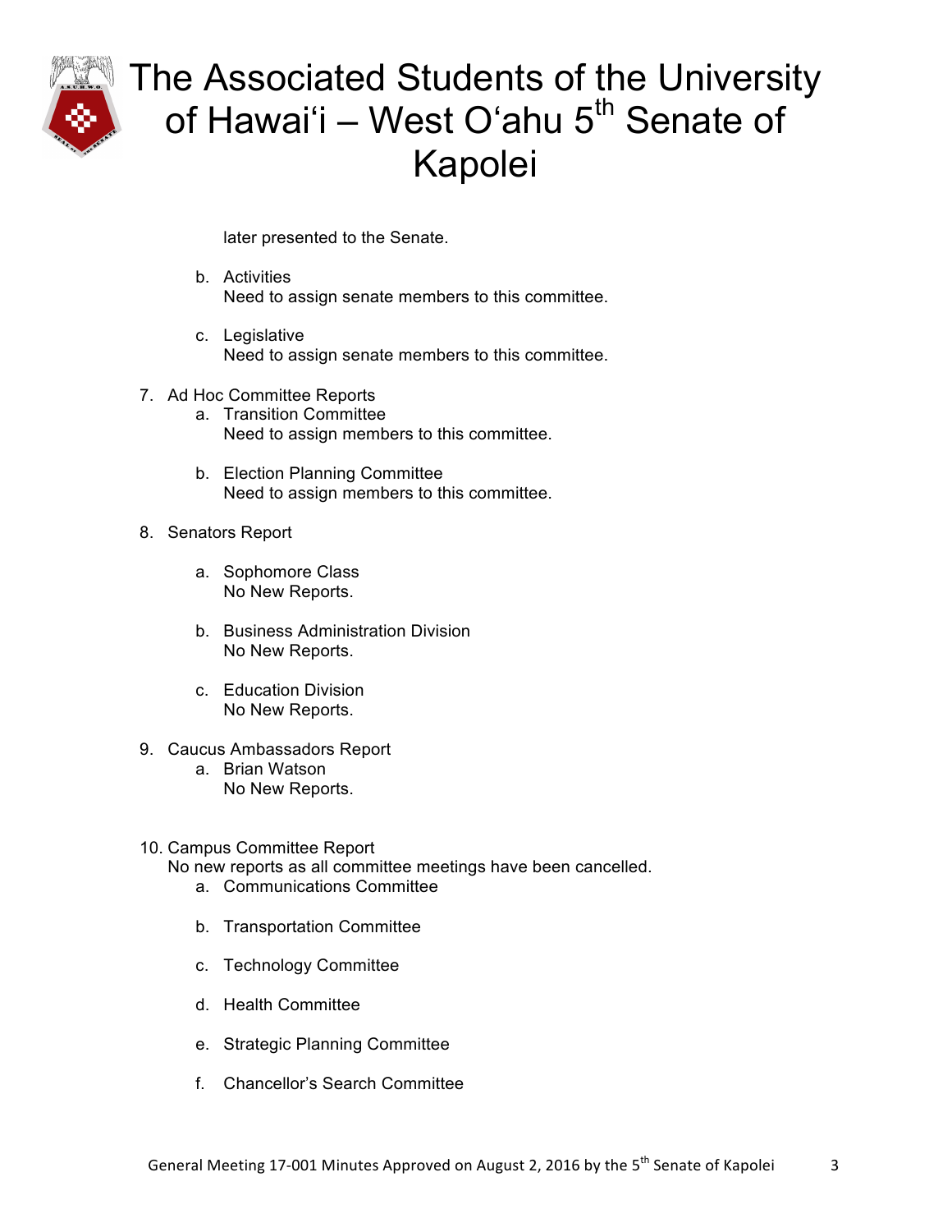later presented to the Senate.

b. Activities
   Need to assign senate members to this committee.

c. Legislative
   Need to assign senate members to this committee.

7. Ad Hoc Committee Reports
   a. Transition Committee
      Need to assign members to this committee.

   b. Election Planning Committee
      Need to assign members to this committee.

8. Senators Report

   a. Sophomore Class
      No New Reports.

   b. Business Administration Division
      No New Reports.

   c. Education Division
      No New Reports.

9. Caucus Ambassadors Report
   a. Brian Watson
      No New Reports.

10. Campus Committee Report
    No new reports as all committee meetings have been cancelled.
    a. Communications Committee

    b. Transportation Committee

    c. Technology Committee

    d. Health Committee

    e. Strategic Planning Committee

    f. Chancellor's Search Committee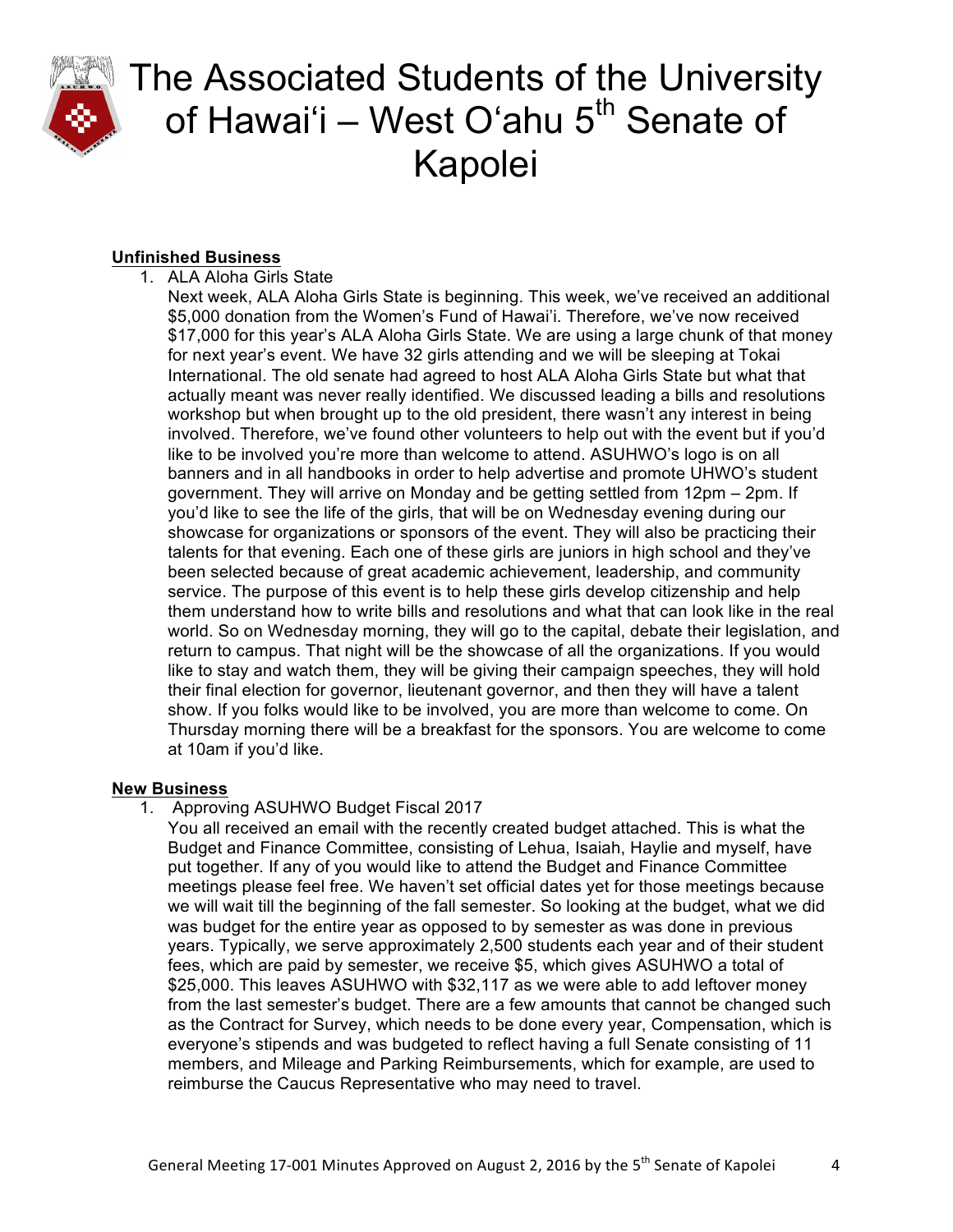**Unfinished Business**

1. ALA Aloha Girls State

   Next week, ALA Aloha Girls State is beginning. This week, we've received an additional $5,000 donation from the Women's Fund of Hawai'i. Therefore, we've now received $17,000 for this year's ALA Aloha Girls State. We are using a large chunk of that money for next year's event. We have 32 girls attending and we will be sleeping at Tokai International. The old senate had agreed to host ALA Aloha Girls State but what that actually meant was never really identified. We discussed leading a bills and resolutions workshop but when brought up to the old president, there wasn't any interest in being involved. Therefore, we've found other volunteers to help out with the event but if you'd like to be involved you're more than welcome to attend. ASUHWO's logo is on all banners and in all handbooks in order to help advertise and promote UHWO's student government. They will arrive on Monday and be getting settled from 12pm – 2pm. If you'd like to see the life of the girls, that will be on Wednesday evening during our showcase for organizations or sponsors of the event. They will also be practicing their talents for that evening. Each one of these girls are juniors in high school and they've been selected because of great academic achievement, leadership, and community service. The purpose of this event is to help these girls develop citizenship and help them understand how to write bills and resolutions and what that can look like in the real world. So on Wednesday morning, they will go to the capital, debate their legislation, and return to campus. That night will be the showcase of all the organizations. If you would like to stay and watch them, they will be giving their campaign speeches, they will hold their final election for governor, lieutenant governor, and then they will have a talent show. If you folks would like to be involved, you are more than welcome to come. On Thursday morning there will be a breakfast for the sponsors. You are welcome to come at 10am if you'd like.

**New Business**

1. Approving ASUHWO Budget Fiscal 2017

   You all received an email with the recently created budget attached. This is what the Budget and Finance Committee, consisting of Lehua, Isaiah, Haylie and myself, have put together. If any of you would like to attend the Budget and Finance Committee meetings please feel free. We haven't set official dates yet for those meetings because we will wait till the beginning of the fall semester. So looking at the budget, what we did was budget for the entire year as opposed to by semester as was done in previous years. Typically, we serve approximately 2,500 students each year and of their student fees, which are paid by semester, we receive $5, which gives ASUHWO a total of $25,000. This leaves ASUHWO with $32,117 as we were able to add leftover money from the last semester's budget. There are a few amounts that cannot be changed such as the Contract for Survey, which needs to be done every year, Compensation, which is everyone's stipends and was budgeted to reflect having a full Senate consisting of 11 members, and Mileage and Parking Reimbursements, which for example, are used to reimburse the Caucus Representative who may need to travel.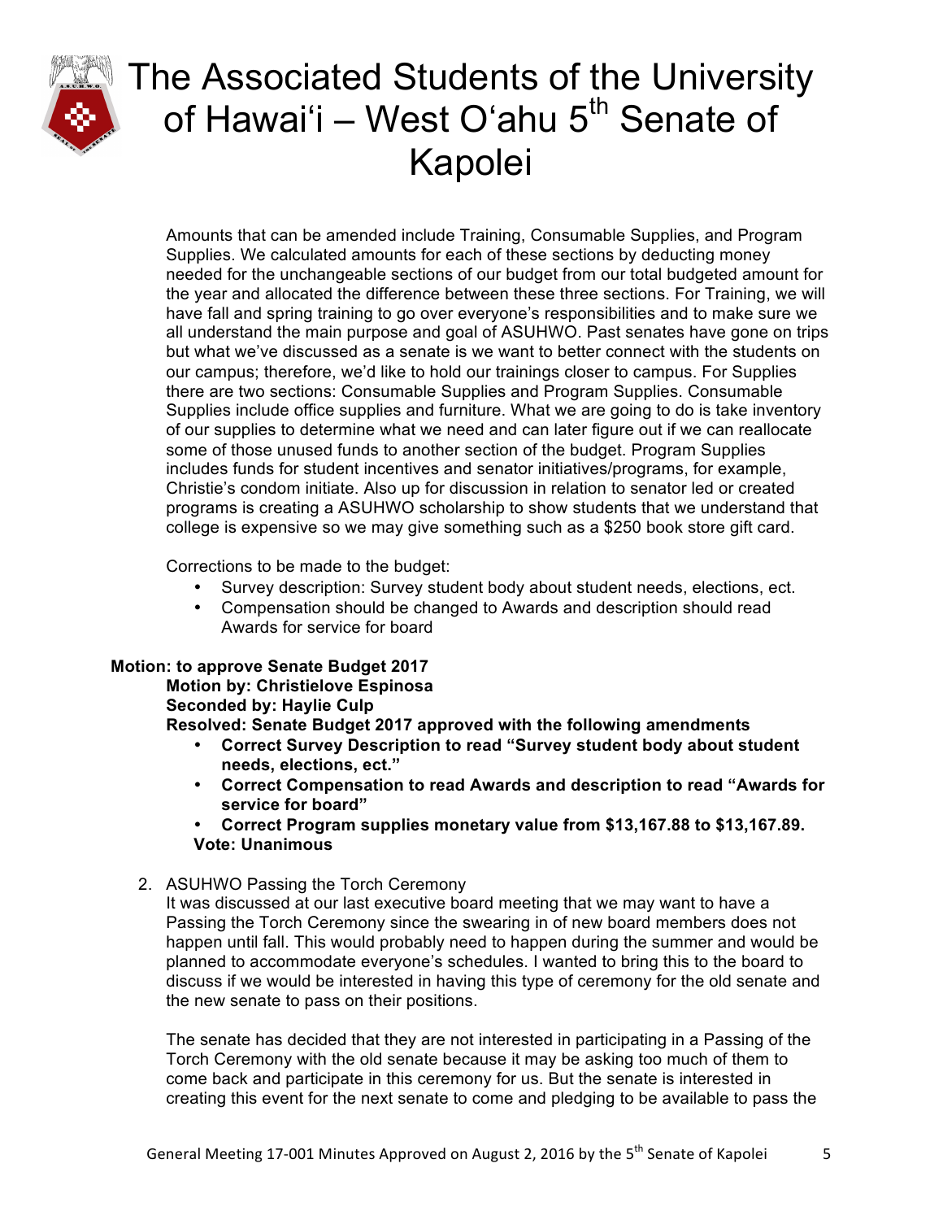Amounts that can be amended include Training, Consumable Supplies, and Program Supplies. We calculated amounts for each of these sections by deducting money needed for the unchangeable sections of our budget from our total budgeted amount for the year and allocated the difference between these three sections. For Training, we will have fall and spring training to go over everyone's responsibilities and to make sure we all understand the main purpose and goal of ASUHWO. Past senates have gone on trips but what we've discussed as a senate is we want to better connect with the students on our campus; therefore, we'd like to hold our trainings closer to campus. For Supplies there are two sections: Consumable Supplies and Program Supplies. Consumable Supplies include office supplies and furniture. What we are going to do is take inventory of our supplies to determine what we need and can later figure out if we can reallocate some of those unused funds to another section of the budget. Program Supplies includes funds for student incentives and senator initiatives/programs, for example, Christie's condom initiate. Also up for discussion in relation to senator led or created programs is creating a ASUHWO scholarship to show students that we understand that college is expensive so we may give something such as a $250 book store gift card.

Corrections to be made to the budget:

- Survey description: Survey student body about student needs, elections, ect.
- Compensation should be changed to Awards and description should read Awards for service for board

**Motion: to approve Senate Budget 2017**
**Motion by: Christielove Espinosa**
**Seconded by: Haylie Culp**
**Resolved: Senate Budget 2017 approved with the following amendments**

- **Correct Survey Description to read "Survey student body about student needs, elections, ect."**
- **Correct Compensation to read Awards and description to read "Awards for service for board"**
- **Correct Program supplies monetary value from $13,167.88 to $13,167.89.**

**Vote: Unanimous**

2. ASUHWO Passing the Torch Ceremony
   It was discussed at our last executive board meeting that we may want to have a Passing the Torch Ceremony since the swearing in of new board members does not happen until fall. This would probably need to happen during the summer and would be planned to accommodate everyone's schedules. I wanted to bring this to the board to discuss if we would be interested in having this type of ceremony for the old senate and the new senate to pass on their positions.

   The senate has decided that they are not interested in participating in a Passing of the Torch Ceremony with the old senate because it may be asking too much of them to come back and participate in this ceremony for us. But the senate is interested in creating this event for the next senate to come and pledging to be available to pass the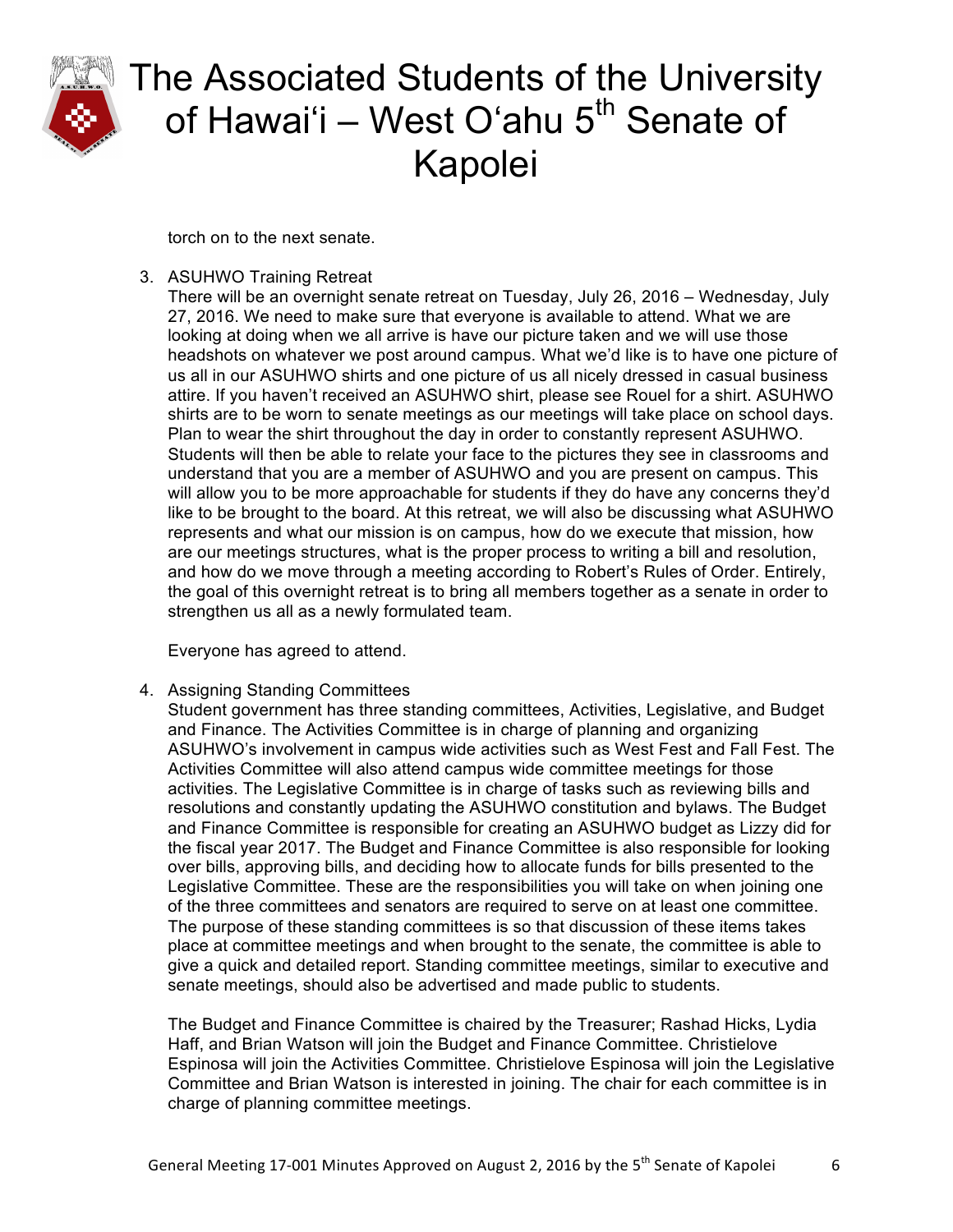torch on to the next senate.

3. ASUHWO Training Retreat
   There will be an overnight senate retreat on Tuesday, July 26, 2016 – Wednesday, July 27, 2016. We need to make sure that everyone is available to attend. What we are looking at doing when we all arrive is have our picture taken and we will use those headshots on whatever we post around campus. What we'd like is to have one picture of us all in our ASUHWO shirts and one picture of us all nicely dressed in casual business attire. If you haven't received an ASUHWO shirt, please see Rouel for a shirt. ASUHWO shirts are to be worn to senate meetings as our meetings will take place on school days. Plan to wear the shirt throughout the day in order to constantly represent ASUHWO. Students will then be able to relate your face to the pictures they see in classrooms and understand that you are a member of ASUHWO and you are present on campus. This will allow you to be more approachable for students if they do have any concerns they'd like to be brought to the board. At this retreat, we will also be discussing what ASUHWO represents and what our mission is on campus, how do we execute that mission, how are our meetings structures, what is the proper process to writing a bill and resolution, and how do we move through a meeting according to Robert's Rules of Order. Entirely, the goal of this overnight retreat is to bring all members together as a senate in order to strengthen us all as a newly formulated team.

   Everyone has agreed to attend.

4. Assigning Standing Committees
   Student government has three standing committees, Activities, Legislative, and Budget and Finance. The Activities Committee is in charge of planning and organizing ASUHWO's involvement in campus wide activities such as West Fest and Fall Fest. The Activities Committee will also attend campus wide committee meetings for those activities. The Legislative Committee is in charge of tasks such as reviewing bills and resolutions and constantly updating the ASUHWO constitution and bylaws. The Budget and Finance Committee is responsible for creating an ASUHWO budget as Lizzy did for the fiscal year 2017. The Budget and Finance Committee is also responsible for looking over bills, approving bills, and deciding how to allocate funds for bills presented to the Legislative Committee. These are the responsibilities you will take on when joining one of the three committees and senators are required to serve on at least one committee. The purpose of these standing committees is so that discussion of these items takes place at committee meetings and when brought to the senate, the committee is able to give a quick and detailed report. Standing committee meetings, similar to executive and senate meetings, should also be advertised and made public to students.

   The Budget and Finance Committee is chaired by the Treasurer; Rashad Hicks, Lydia Haff, and Brian Watson will join the Budget and Finance Committee. Christielove Espinosa will join the Activities Committee. Christielove Espinosa will join the Legislative Committee and Brian Watson is interested in joining. The chair for each committee is in charge of planning committee meetings.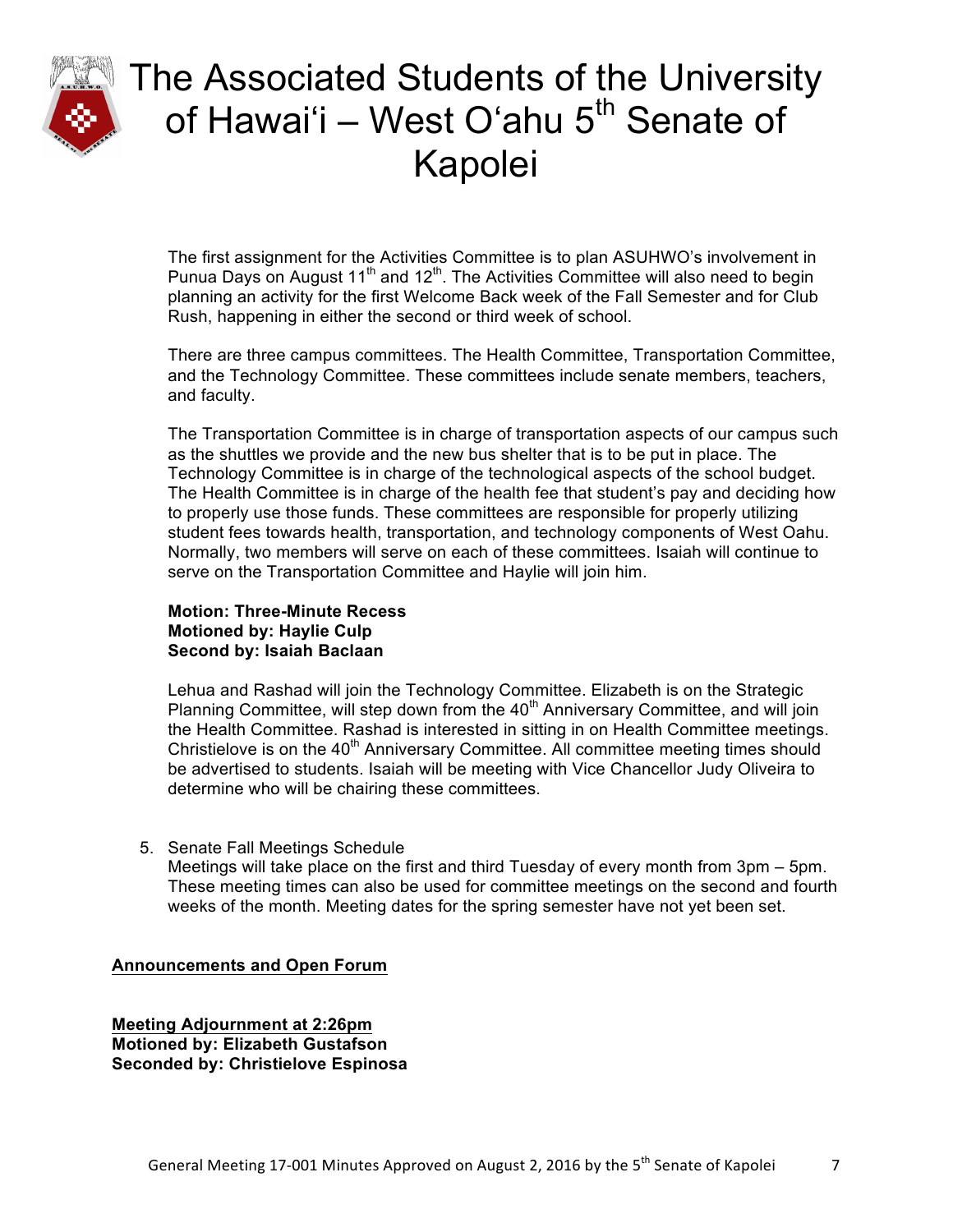The first assignment for the Activities Committee is to plan ASUHWO's involvement in Punua Days on August 11th and 12th. The Activities Committee will also need to begin planning an activity for the first Welcome Back week of the Fall Semester and for Club Rush, happening in either the second or third week of school.

There are three campus committees. The Health Committee, Transportation Committee, and the Technology Committee. These committees include senate members, teachers, and faculty.

The Transportation Committee is in charge of transportation aspects of our campus such as the shuttles we provide and the new bus shelter that is to be put in place. The Technology Committee is in charge of the technological aspects of the school budget. The Health Committee is in charge of the health fee that student's pay and deciding how to properly use those funds. These committees are responsible for properly utilizing student fees towards health, transportation, and technology components of West Oahu. Normally, two members will serve on each of these committees. Isaiah will continue to serve on the Transportation Committee and Haylie will join him.

**Motion: Three-Minute Recess**
**Motioned by: Haylie Culp**
**Second by: Isaiah Baclaan**

Lehua and Rashad will join the Technology Committee. Elizabeth is on the Strategic Planning Committee, will step down from the 40th Anniversary Committee, and will join the Health Committee. Rashad is interested in sitting in on Health Committee meetings. Christielove is on the 40th Anniversary Committee. All committee meeting times should be advertised to students. Isaiah will be meeting with Vice Chancellor Judy Oliveira to determine who will be chairing these committees.

5. Senate Fall Meetings Schedule
   Meetings will take place on the first and third Tuesday of every month from 3pm – 5pm. These meeting times can also be used for committee meetings on the second and fourth weeks of the month. Meeting dates for the spring semester have not yet been set.

**<u>Announcements and Open Forum</u>**

**<u>Meeting Adjournment at 2:26pm</u>**
**Motioned by: Elizabeth Gustafson**
**Seconded by: Christielove Espinosa**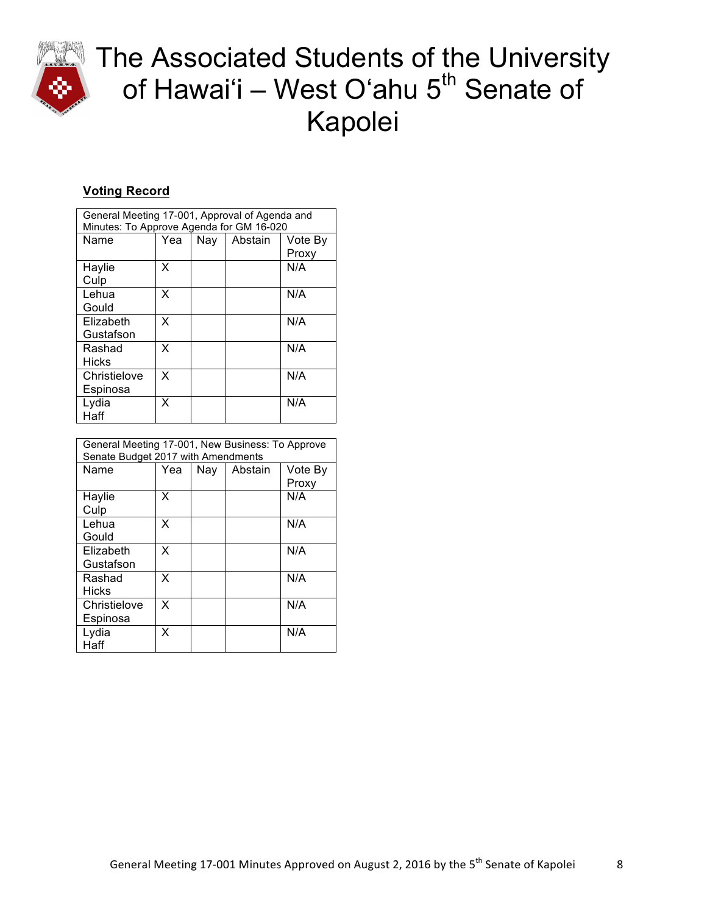# The Associated Students of the University of Hawai'i – West O'ahu 5th Senate of Kapolei

**Voting Record**

| General Meeting 17-001, Approval of Agenda and Minutes: To Approve Agenda for GM 16-020 | | | | |
|---|---|---|---|---|
| Name | Yea | Nay | Abstain | Vote By Proxy |
| Haylie Culp | X | | | N/A |
| Lehua Gould | X | | | N/A |
| Elizabeth Gustafson | X | | | N/A |
| Rashad Hicks | X | | | N/A |
| Christielove Espinosa | X | | | N/A |
| Lydia Haff | X | | | N/A |

| General Meeting 17-001, New Business: To Approve Senate Budget 2017 with Amendments | | | | |
|---|---|---|---|---|
| Name | Yea | Nay | Abstain | Vote By Proxy |
| Haylie Culp | X | | | N/A |
| Lehua Gould | X | | | N/A |
| Elizabeth Gustafson | X | | | N/A |
| Rashad Hicks | X | | | N/A |
| Christielove Espinosa | X | | | N/A |
| Lydia Haff | X | | | N/A |